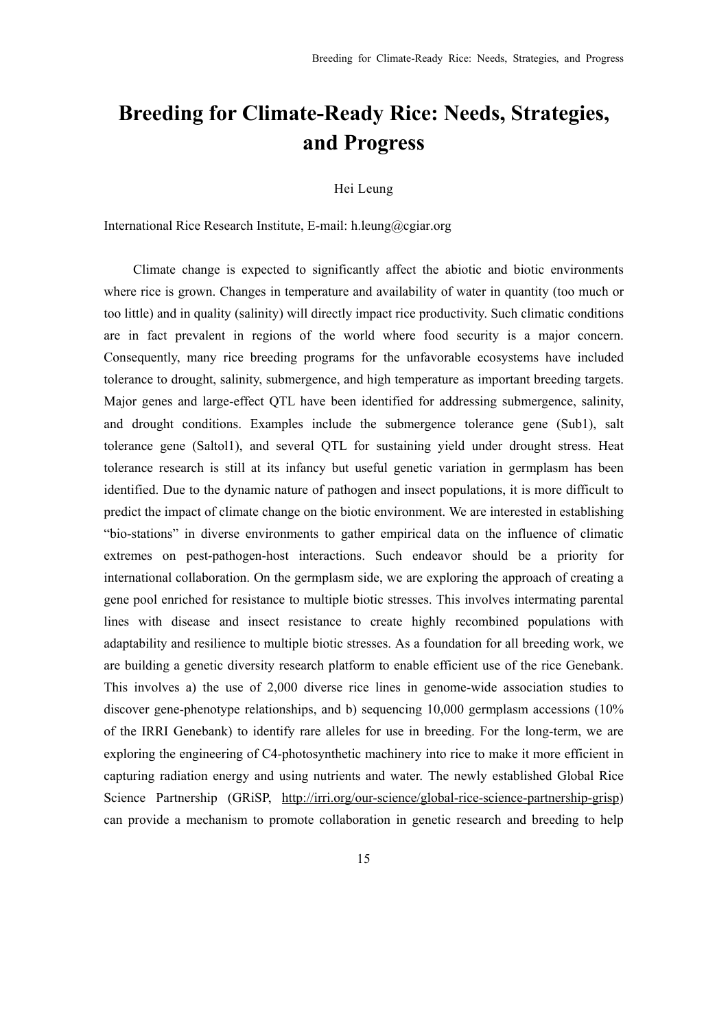# Breeding for Climate-Ready Rice: Needs, Strategies, and Progress

Hei Leung

International Rice Research Institute, E-mail: h.leung@cgiar.org

Climate change is expected to significantly affect the abiotic and biotic environments where rice is grown. Changes in temperature and availability of water in quantity (too much or too little) and in quality (salinity) will directly impact rice productivity. Such climatic conditions are in fact prevalent in regions of the world where food security is a major concern. Consequently, many rice breeding programs for the unfavorable ecosystems have included tolerance to drought, salinity, submergence, and high temperature as important breeding targets. Major genes and large-effect QTL have been identified for addressing submergence, salinity, and drought conditions. Examples include the submergence tolerance gene (Sub1), salt tolerance gene (Saltol1), and several QTL for sustaining yield under drought stress. Heat tolerance research is still at its infancy but useful genetic variation in germplasm has been identified. Due to the dynamic nature of pathogen and insect populations, it is more difficult to predict the impact of climate change on the biotic environment. We are interested in establishing "bio-stations" in diverse environments to gather empirical data on the influence of climatic extremes on pest-pathogen-host interactions. Such endeavor should be a priority for international collaboration. On the germplasm side, we are exploring the approach of creating a gene pool enriched for resistance to multiple biotic stresses. This involves intermating parental lines with disease and insect resistance to create highly recombined populations with adaptability and resilience to multiple biotic stresses. As a foundation for all breeding work, we are building a genetic diversity research platform to enable efficient use of the rice Genebank. This involves a) the use of 2,000 diverse rice lines in genome-wide association studies to discover gene-phenotype relationships, and b) sequencing 10,000 germplasm accessions (10% of the IRRI Genebank) to identify rare alleles for use in breeding. For the long-term, we are exploring the engineering of C4-photosynthetic machinery into rice to make it more efficient in capturing radiation energy and using nutrients and water. The newly established Global Rice Science Partnership (GRiSP, http://irri.org/our-science/global-rice-science-partnership-grisp) can provide a mechanism to promote collaboration in genetic research and breeding to help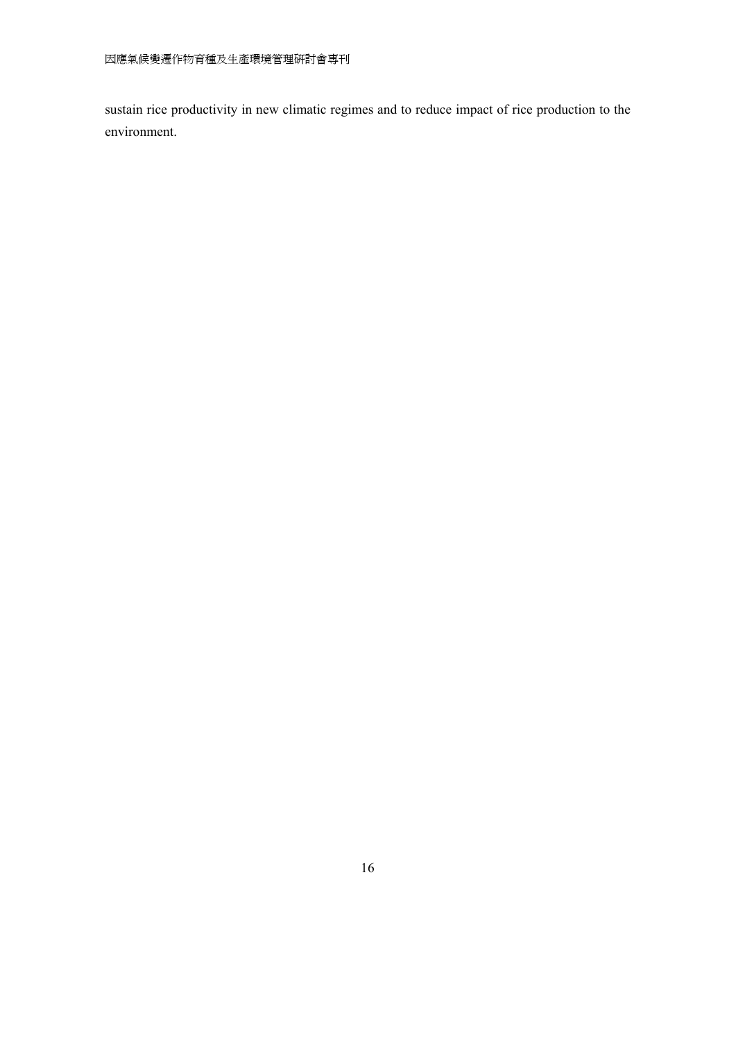sustain rice productivity in new climatic regimes and to reduce impact of rice production to the environment.